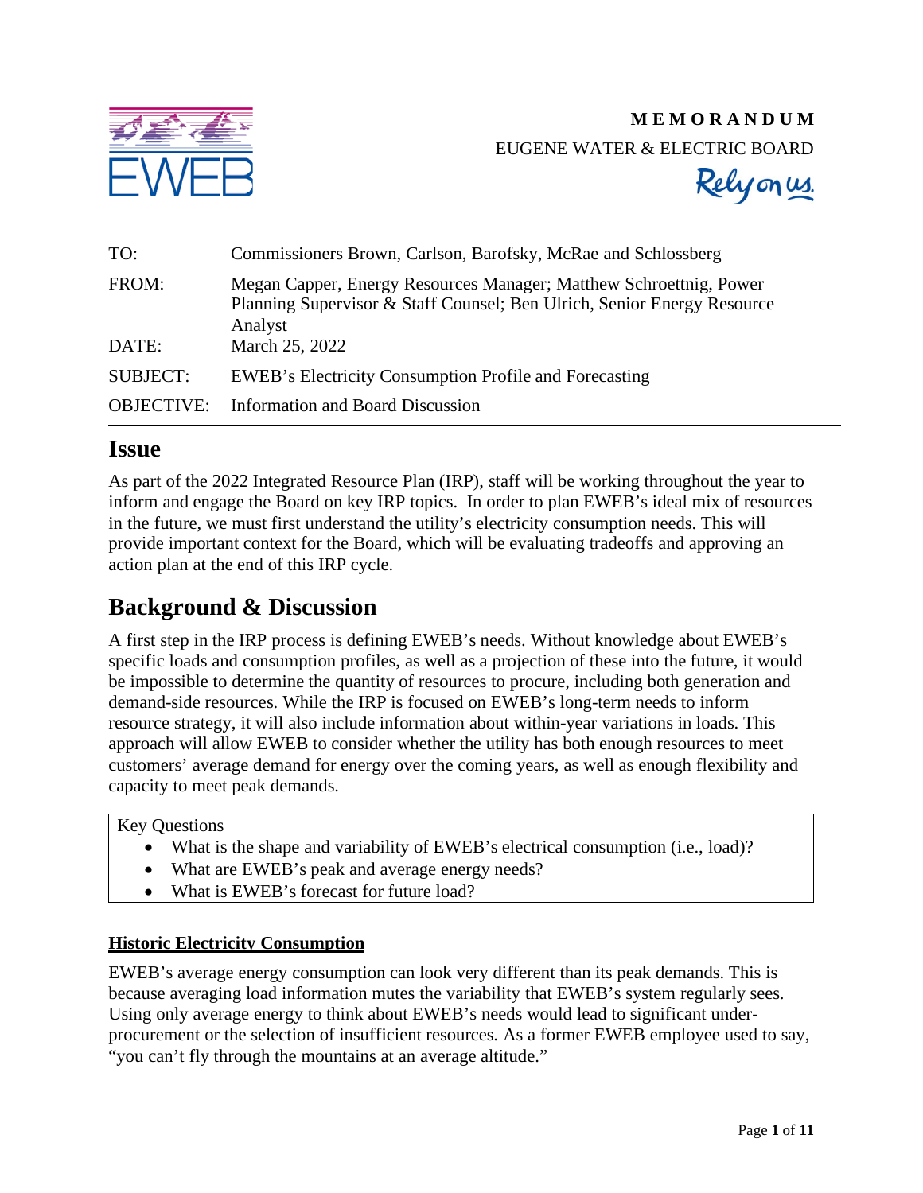**MEMORANDUM**

EUGENE WATER & ELECTRIC BOARD

Rely on us.

| | |
|---|---|
| TO: | Commissioners Brown, Carlson, Barofsky, McRae and Schlossberg |
| FROM: | Megan Capper, Energy Resources Manager; Matthew Schroettnig, Power Planning Supervisor & Staff Counsel; Ben Ulrich, Senior Energy Resource Analyst |
| DATE: | March 25, 2022 |
| SUBJECT: | EWEB's Electricity Consumption Profile and Forecasting |
| OBJECTIVE: | Information and Board Discussion |

# Issue

As part of the 2022 Integrated Resource Plan (IRP), staff will be working throughout the year to inform and engage the Board on key IRP topics. In order to plan EWEB's ideal mix of resources in the future, we must first understand the utility's electricity consumption needs. This will provide important context for the Board, which will be evaluating tradeoffs and approving an action plan at the end of this IRP cycle.

# Background & Discussion

A first step in the IRP process is defining EWEB's needs. Without knowledge about EWEB's specific loads and consumption profiles, as well as a projection of these into the future, it would be impossible to determine the quantity of resources to procure, including both generation and demand-side resources. While the IRP is focused on EWEB's long-term needs to inform resource strategy, it will also include information about within-year variations in loads. This approach will allow EWEB to consider whether the utility has both enough resources to meet customers' average demand for energy over the coming years, as well as enough flexibility and capacity to meet peak demands.

Key Questions

- What is the shape and variability of EWEB's electrical consumption (i.e., load)?
- What are EWEB's peak and average energy needs?
- What is EWEB's forecast for future load?

## Historic Electricity Consumption

EWEB's average energy consumption can look very different than its peak demands. This is because averaging load information mutes the variability that EWEB's system regularly sees. Using only average energy to think about EWEB's needs would lead to significant under-procurement or the selection of insufficient resources. As a former EWEB employee used to say, "you can't fly through the mountains at an average altitude."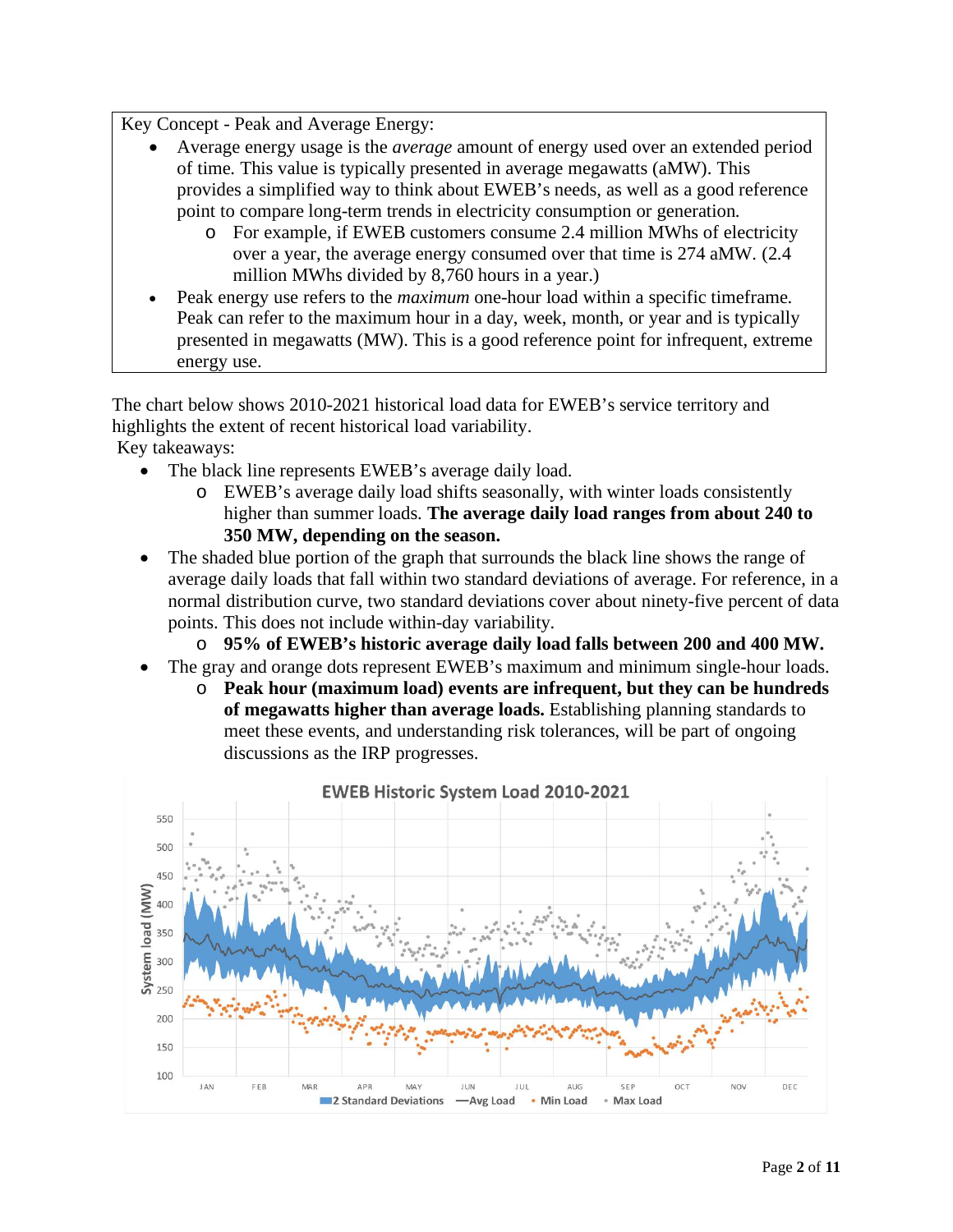Key Concept - Peak and Average Energy:

- Average energy usage is the *average* amount of energy used over an extended period of time. This value is typically presented in average megawatts (aMW). This provides a simplified way to think about EWEB's needs, as well as a good reference point to compare long-term trends in electricity consumption or generation.
  - For example, if EWEB customers consume 2.4 million MWhs of electricity over a year, the average energy consumed over that time is 274 aMW. (2.4 million MWhs divided by 8,760 hours in a year.)
- Peak energy use refers to the *maximum* one-hour load within a specific timeframe. Peak can refer to the maximum hour in a day, week, month, or year and is typically presented in megawatts (MW). This is a good reference point for infrequent, extreme energy use.

The chart below shows 2010-2021 historical load data for EWEB's service territory and highlights the extent of recent historical load variability.

Key takeaways:

- The black line represents EWEB's average daily load.
  - EWEB's average daily load shifts seasonally, with winter loads consistently higher than summer loads. **The average daily load ranges from about 240 to 350 MW, depending on the season.**
- The shaded blue portion of the graph that surrounds the black line shows the range of average daily loads that fall within two standard deviations of average. For reference, in a normal distribution curve, two standard deviations cover about ninety-five percent of data points. This does not include within-day variability.
  - **95% of EWEB's historic average daily load falls between 200 and 400 MW.**
- The gray and orange dots represent EWEB's maximum and minimum single-hour loads.
  - **Peak hour (maximum load) events are infrequent, but they can be hundreds of megawatts higher than average loads.** Establishing planning standards to meet these events, and understanding risk tolerances, will be part of ongoing discussions as the IRP progresses.

**EWEB Historic System Load 2010-2021**

System load (MW): 100–550; JAN–DEC

2 Standard Deviations — Avg Load • Min Load • Max Load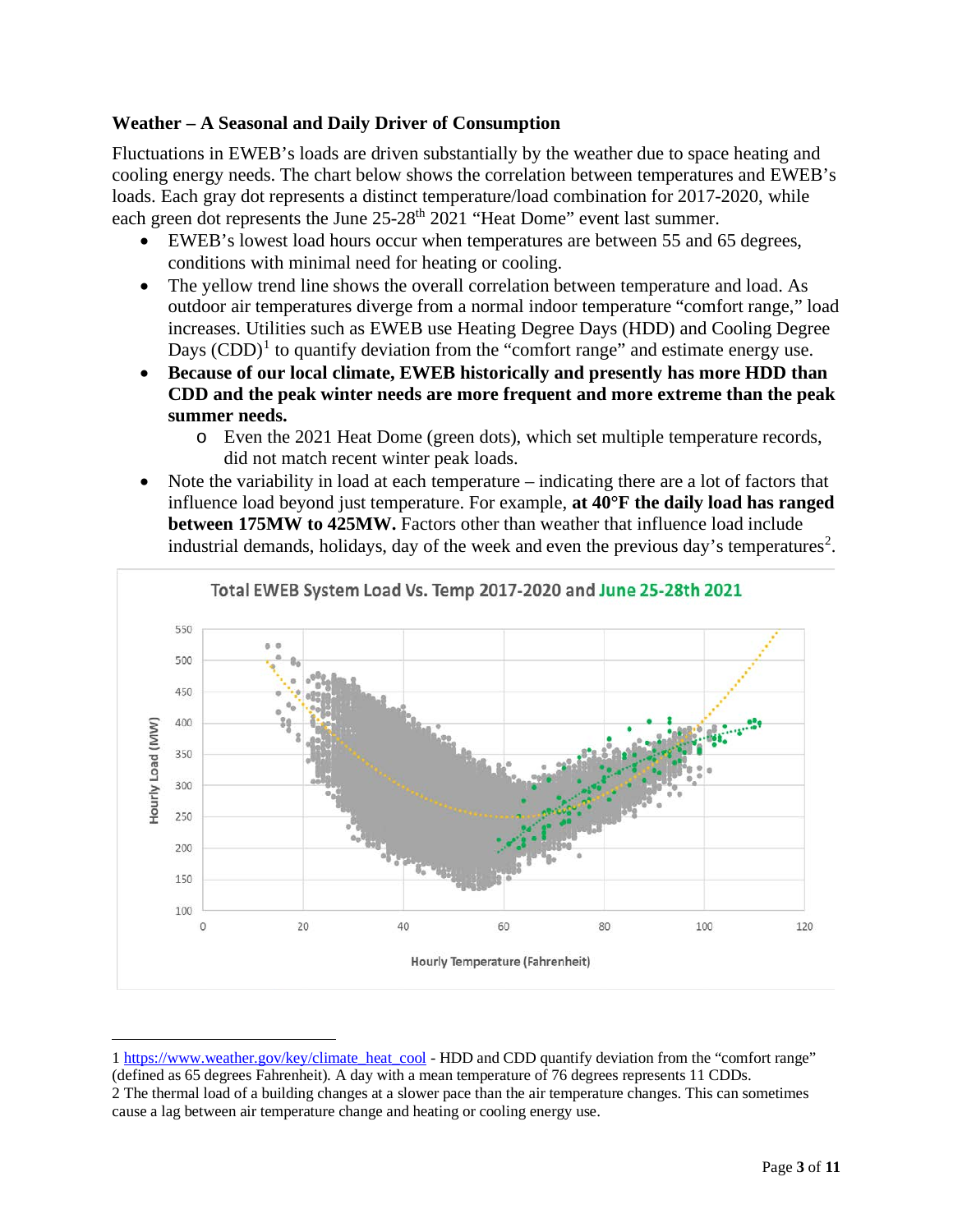### Weather – A Seasonal and Daily Driver of Consumption

Fluctuations in EWEB's loads are driven substantially by the weather due to space heating and cooling energy needs. The chart below shows the correlation between temperatures and EWEB's loads. Each gray dot represents a distinct temperature/load combination for 2017-2020, while each green dot represents the June 25-28th 2021 "Heat Dome" event last summer.

- EWEB's lowest load hours occur when temperatures are between 55 and 65 degrees, conditions with minimal need for heating or cooling.
- The yellow trend line shows the overall correlation between temperature and load. As outdoor air temperatures diverge from a normal indoor temperature "comfort range," load increases. Utilities such as EWEB use Heating Degree Days (HDD) and Cooling Degree Days (CDD)[1] to quantify deviation from the "comfort range" and estimate energy use.
- **Because of our local climate, EWEB historically and presently has more HDD than CDD and the peak winter needs are more frequent and more extreme than the peak summer needs.**
    - Even the 2021 Heat Dome (green dots), which set multiple temperature records, did not match recent winter peak loads.
- Note the variability in load at each temperature – indicating there are a lot of factors that influence load beyond just temperature. For example, **at 40°F the daily load has ranged between 175MW to 425MW.** Factors other than weather that influence load include industrial demands, holidays, day of the week and even the previous day's temperatures[2].

Total EWEB System Load Vs. Temp 2017-2020 and June 25-28th 2021

---

1 https://www.weather.gov/key/climate_heat_cool - HDD and CDD quantify deviation from the "comfort range" (defined as 65 degrees Fahrenheit). A day with a mean temperature of 76 degrees represents 11 CDDs.

2 The thermal load of a building changes at a slower pace than the air temperature changes. This can sometimes cause a lag between air temperature change and heating or cooling energy use.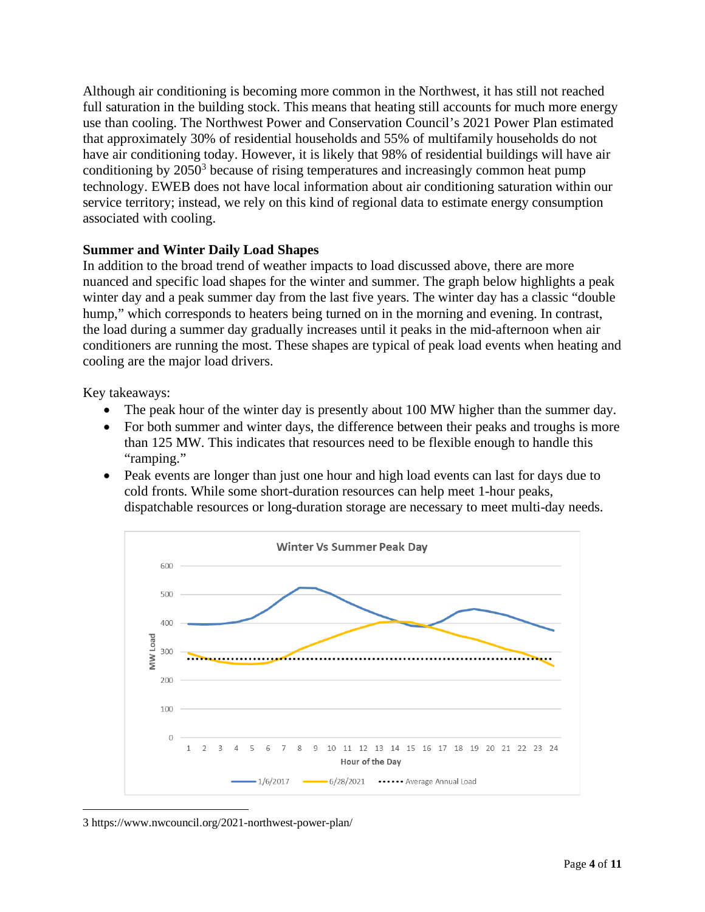Although air conditioning is becoming more common in the Northwest, it has still not reached full saturation in the building stock. This means that heating still accounts for much more energy use than cooling. The Northwest Power and Conservation Council's 2021 Power Plan estimated that approximately 30% of residential households and 55% of multifamily households do not have air conditioning today. However, it is likely that 98% of residential buildings will have air conditioning by 2050[3] because of rising temperatures and increasingly common heat pump technology. EWEB does not have local information about air conditioning saturation within our service territory; instead, we rely on this kind of regional data to estimate energy consumption associated with cooling.

**Summer and Winter Daily Load Shapes**

In addition to the broad trend of weather impacts to load discussed above, there are more nuanced and specific load shapes for the winter and summer. The graph below highlights a peak winter day and a peak summer day from the last five years. The winter day has a classic "double hump," which corresponds to heaters being turned on in the morning and evening. In contrast, the load during a summer day gradually increases until it peaks in the mid-afternoon when air conditioners are running the most. These shapes are typical of peak load events when heating and cooling are the major load drivers.

Key takeaways:

- The peak hour of the winter day is presently about 100 MW higher than the summer day.
- For both summer and winter days, the difference between their peaks and troughs is more than 125 MW. This indicates that resources need to be flexible enough to handle this "ramping."
- Peak events are longer than just one hour and high load events can last for days due to cold fronts. While some short-duration resources can help meet 1-hour peaks, dispatchable resources or long-duration storage are necessary to meet multi-day needs.

Winter Vs Summer Peak Day

---

3 https://www.nwcouncil.org/2021-northwest-power-plan/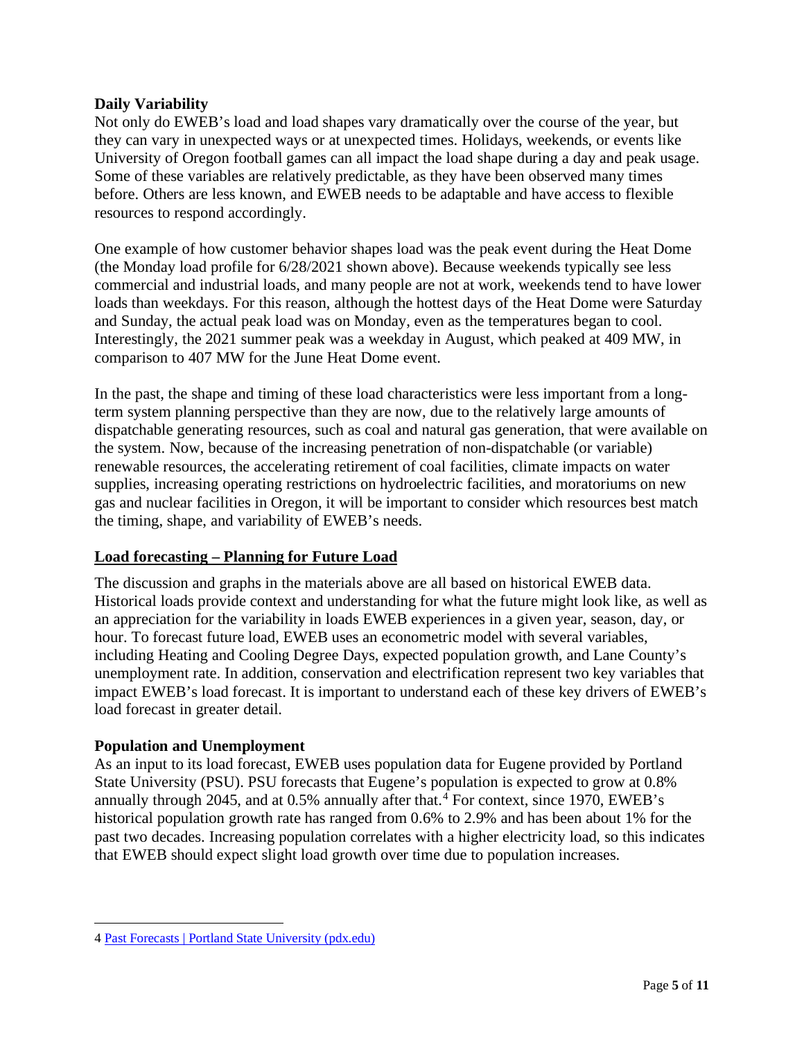### Daily Variability

Not only do EWEB's load and load shapes vary dramatically over the course of the year, but they can vary in unexpected ways or at unexpected times. Holidays, weekends, or events like University of Oregon football games can all impact the load shape during a day and peak usage. Some of these variables are relatively predictable, as they have been observed many times before. Others are less known, and EWEB needs to be adaptable and have access to flexible resources to respond accordingly.

One example of how customer behavior shapes load was the peak event during the Heat Dome (the Monday load profile for 6/28/2021 shown above). Because weekends typically see less commercial and industrial loads, and many people are not at work, weekends tend to have lower loads than weekdays. For this reason, although the hottest days of the Heat Dome were Saturday and Sunday, the actual peak load was on Monday, even as the temperatures began to cool. Interestingly, the 2021 summer peak was a weekday in August, which peaked at 409 MW, in comparison to 407 MW for the June Heat Dome event.

In the past, the shape and timing of these load characteristics were less important from a long-term system planning perspective than they are now, due to the relatively large amounts of dispatchable generating resources, such as coal and natural gas generation, that were available on the system. Now, because of the increasing penetration of non-dispatchable (or variable) renewable resources, the accelerating retirement of coal facilities, climate impacts on water supplies, increasing operating restrictions on hydroelectric facilities, and moratoriums on new gas and nuclear facilities in Oregon, it will be important to consider which resources best match the timing, shape, and variability of EWEB's needs.

## Load forecasting – Planning for Future Load

The discussion and graphs in the materials above are all based on historical EWEB data. Historical loads provide context and understanding for what the future might look like, as well as an appreciation for the variability in loads EWEB experiences in a given year, season, day, or hour. To forecast future load, EWEB uses an econometric model with several variables, including Heating and Cooling Degree Days, expected population growth, and Lane County's unemployment rate. In addition, conservation and electrification represent two key variables that impact EWEB's load forecast. It is important to understand each of these key drivers of EWEB's load forecast in greater detail.

### Population and Unemployment

As an input to its load forecast, EWEB uses population data for Eugene provided by Portland State University (PSU). PSU forecasts that Eugene's population is expected to grow at 0.8% annually through 2045, and at 0.5% annually after that.[4] For context, since 1970, EWEB's historical population growth rate has ranged from 0.6% to 2.9% and has been about 1% for the past two decades. Increasing population correlates with a higher electricity load, so this indicates that EWEB should expect slight load growth over time due to population increases.

---

4 [Past Forecasts | Portland State University (pdx.edu)]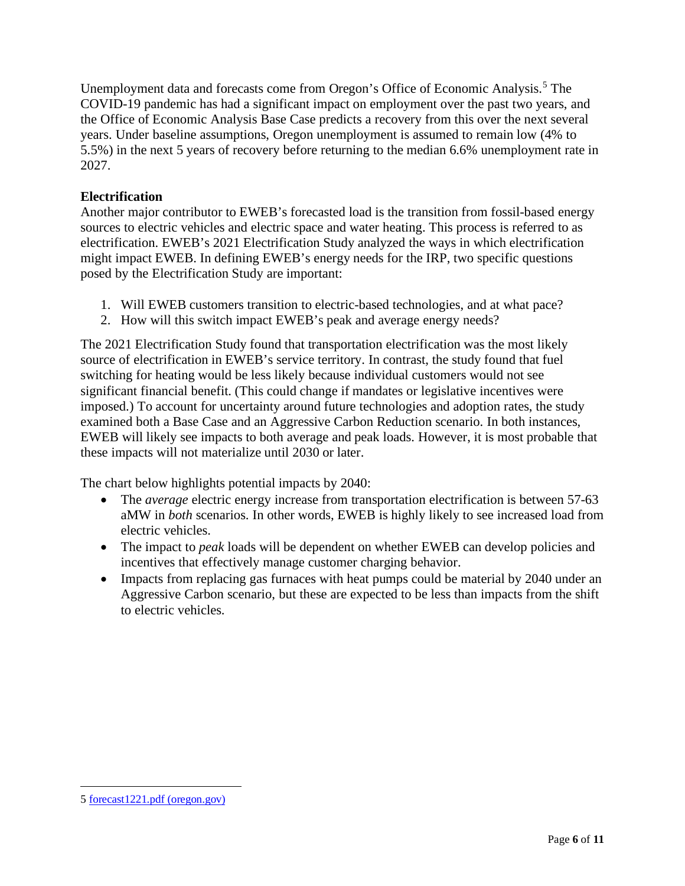Unemployment data and forecasts come from Oregon's Office of Economic Analysis.[5] The COVID-19 pandemic has had a significant impact on employment over the past two years, and the Office of Economic Analysis Base Case predicts a recovery from this over the next several years. Under baseline assumptions, Oregon unemployment is assumed to remain low (4% to 5.5%) in the next 5 years of recovery before returning to the median 6.6% unemployment rate in 2027.

**Electrification**

Another major contributor to EWEB's forecasted load is the transition from fossil-based energy sources to electric vehicles and electric space and water heating. This process is referred to as electrification. EWEB's 2021 Electrification Study analyzed the ways in which electrification might impact EWEB. In defining EWEB's energy needs for the IRP, two specific questions posed by the Electrification Study are important:

1. Will EWEB customers transition to electric-based technologies, and at what pace?
2. How will this switch impact EWEB's peak and average energy needs?

The 2021 Electrification Study found that transportation electrification was the most likely source of electrification in EWEB's service territory. In contrast, the study found that fuel switching for heating would be less likely because individual customers would not see significant financial benefit. (This could change if mandates or legislative incentives were imposed.) To account for uncertainty around future technologies and adoption rates, the study examined both a Base Case and an Aggressive Carbon Reduction scenario. In both instances, EWEB will likely see impacts to both average and peak loads. However, it is most probable that these impacts will not materialize until 2030 or later.

The chart below highlights potential impacts by 2040:

- The *average* electric energy increase from transportation electrification is between 57-63 aMW in *both* scenarios. In other words, EWEB is highly likely to see increased load from electric vehicles.
- The impact to *peak* loads will be dependent on whether EWEB can develop policies and incentives that effectively manage customer charging behavior.
- Impacts from replacing gas furnaces with heat pumps could be material by 2040 under an Aggressive Carbon scenario, but these are expected to be less than impacts from the shift to electric vehicles.

---

5 forecast1221.pdf (oregon.gov)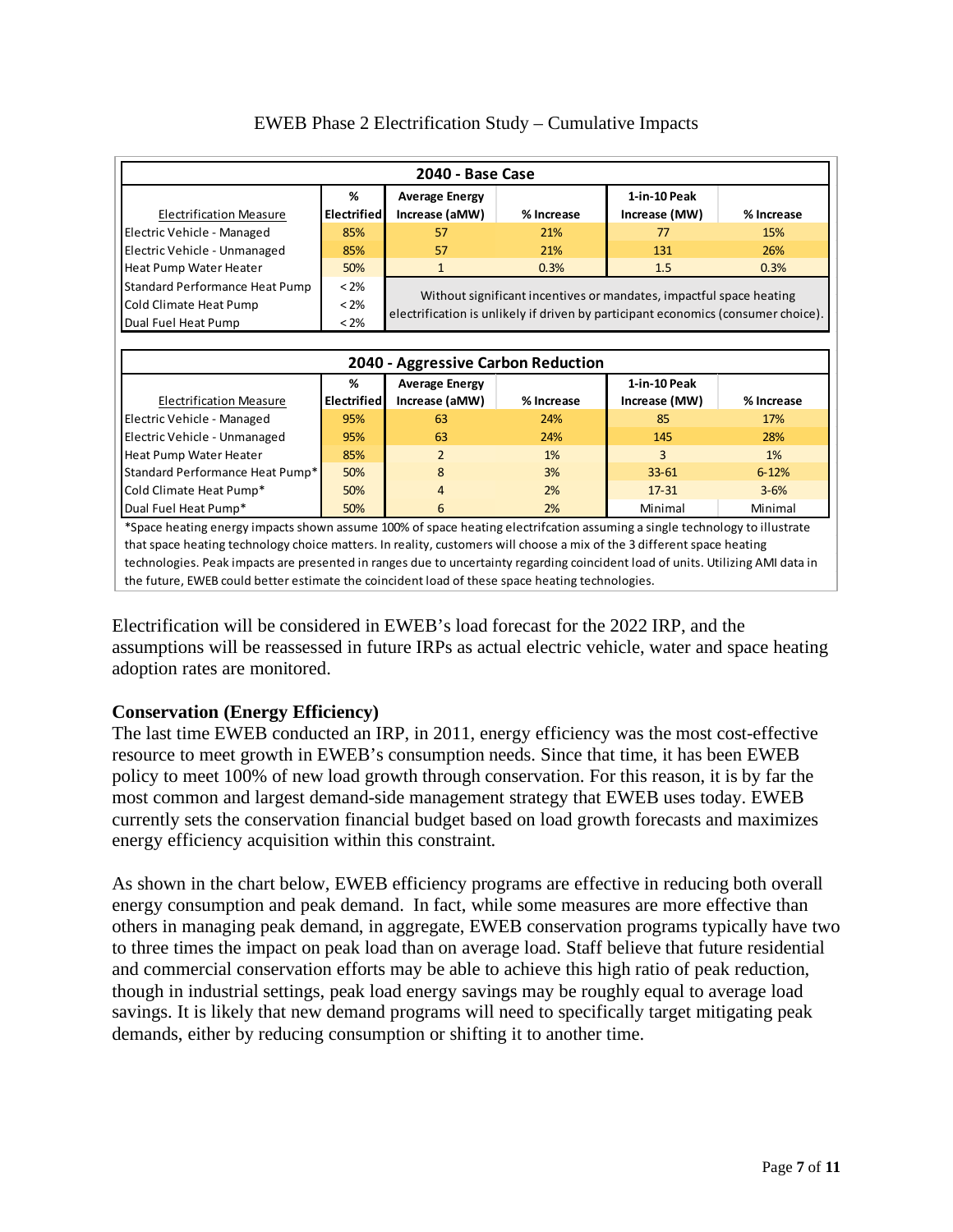EWEB Phase 2 Electrification Study – Cumulative Impacts

| 2040 - Base Case | | | | | |
|---|---|---|---|---|---|
| Electrification Measure | % Electrified | Average Energy Increase (aMW) | % Increase | 1-in-10 Peak Increase (MW) | % Increase |
| Electric Vehicle - Managed | 85% | 57 | 21% | 77 | 15% |
| Electric Vehicle - Unmanaged | 85% | 57 | 21% | 131 | 26% |
| Heat Pump Water Heater | 50% | 1 | 0.3% | 1.5 | 0.3% |
| Standard Performance Heat Pump | < 2% | Without significant incentives or mandates, impactful space heating electrification is unlikely if driven by participant economics (consumer choice). | | | |
| Cold Climate Heat Pump | < 2% | | | | |
| Dual Fuel Heat Pump | < 2% | | | | |

| 2040 - Aggressive Carbon Reduction | | | | | |
|---|---|---|---|---|---|
| Electrification Measure | % Electrified | Average Energy Increase (aMW) | % Increase | 1-in-10 Peak Increase (MW) | % Increase |
| Electric Vehicle - Managed | 95% | 63 | 24% | 85 | 17% |
| Electric Vehicle - Unmanaged | 95% | 63 | 24% | 145 | 28% |
| Heat Pump Water Heater | 85% | 2 | 1% | 3 | 1% |
| Standard Performance Heat Pump* | 50% | 8 | 3% | 33-61 | 6-12% |
| Cold Climate Heat Pump* | 50% | 4 | 2% | 17-31 | 3-6% |
| Dual Fuel Heat Pump* | 50% | 6 | 2% | Minimal | Minimal |

*Space heating energy impacts shown assume 100% of space heating electrifcation assuming a single technology to illustrate that space heating technology choice matters. In reality, customers will choose a mix of the 3 different space heating technologies. Peak impacts are presented in ranges due to uncertainty regarding coincident load of units. Utilizing AMI data in the future, EWEB could better estimate the coincident load of these space heating technologies.

Electrification will be considered in EWEB's load forecast for the 2022 IRP, and the assumptions will be reassessed in future IRPs as actual electric vehicle, water and space heating adoption rates are monitored.

### Conservation (Energy Efficiency)

The last time EWEB conducted an IRP, in 2011, energy efficiency was the most cost-effective resource to meet growth in EWEB's consumption needs. Since that time, it has been EWEB policy to meet 100% of new load growth through conservation. For this reason, it is by far the most common and largest demand-side management strategy that EWEB uses today. EWEB currently sets the conservation financial budget based on load growth forecasts and maximizes energy efficiency acquisition within this constraint.

As shown in the chart below, EWEB efficiency programs are effective in reducing both overall energy consumption and peak demand. In fact, while some measures are more effective than others in managing peak demand, in aggregate, EWEB conservation programs typically have two to three times the impact on peak load than on average load. Staff believe that future residential and commercial conservation efforts may be able to achieve this high ratio of peak reduction, though in industrial settings, peak load energy savings may be roughly equal to average load savings. It is likely that new demand programs will need to specifically target mitigating peak demands, either by reducing consumption or shifting it to another time.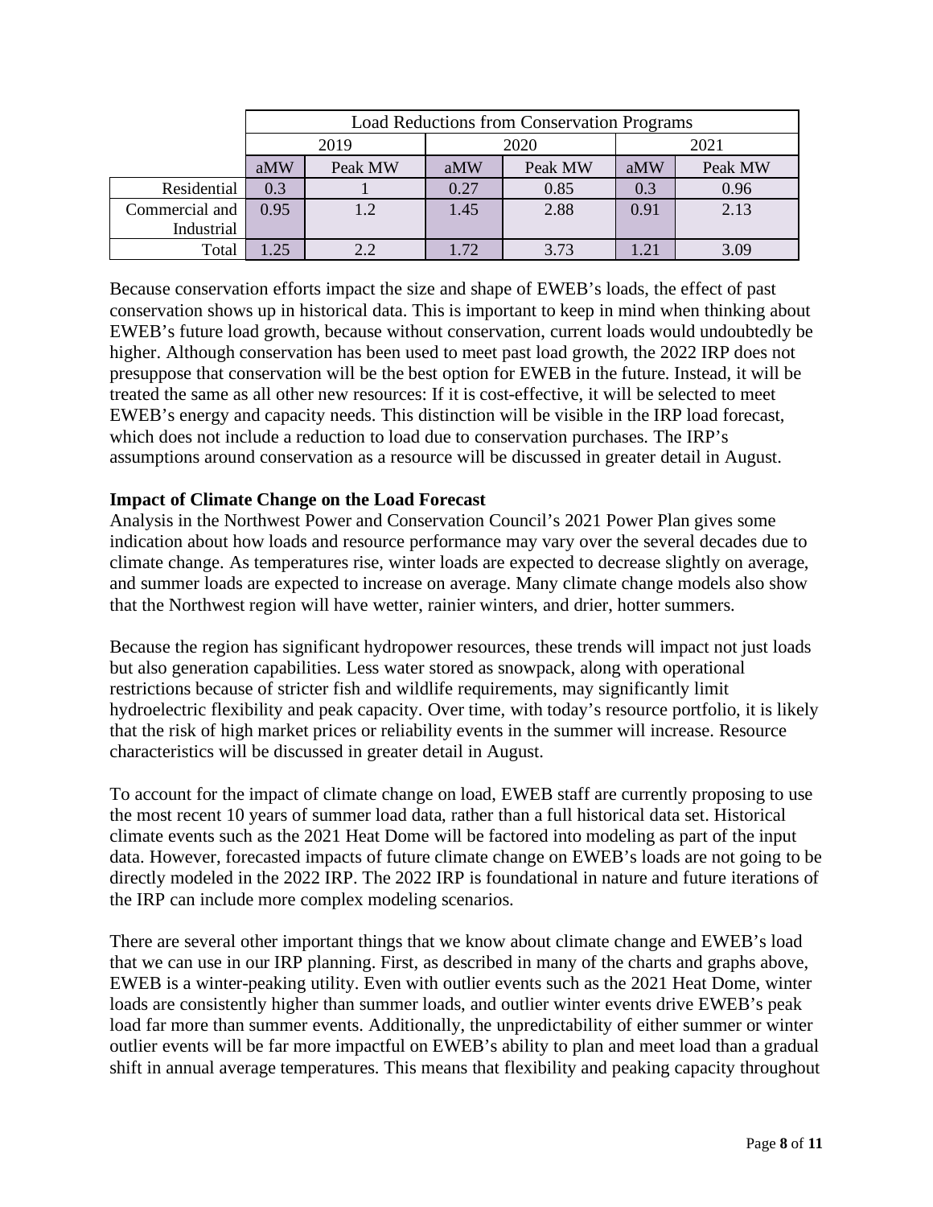| | Load Reductions from Conservation Programs | | | | | |
|---|---|---|---|---|---|---|
| | 2019 | | 2020 | | 2021 | |
| | aMW | Peak MW | aMW | Peak MW | aMW | Peak MW |
| Residential | 0.3 | 1 | 0.27 | 0.85 | 0.3 | 0.96 |
| Commercial and Industrial | 0.95 | 1.2 | 1.45 | 2.88 | 0.91 | 2.13 |
| Total | 1.25 | 2.2 | 1.72 | 3.73 | 1.21 | 3.09 |

Because conservation efforts impact the size and shape of EWEB's loads, the effect of past conservation shows up in historical data. This is important to keep in mind when thinking about EWEB's future load growth, because without conservation, current loads would undoubtedly be higher. Although conservation has been used to meet past load growth, the 2022 IRP does not presuppose that conservation will be the best option for EWEB in the future. Instead, it will be treated the same as all other new resources: If it is cost-effective, it will be selected to meet EWEB's energy and capacity needs. This distinction will be visible in the IRP load forecast, which does not include a reduction to load due to conservation purchases. The IRP's assumptions around conservation as a resource will be discussed in greater detail in August.

**Impact of Climate Change on the Load Forecast**

Analysis in the Northwest Power and Conservation Council's 2021 Power Plan gives some indication about how loads and resource performance may vary over the several decades due to climate change. As temperatures rise, winter loads are expected to decrease slightly on average, and summer loads are expected to increase on average. Many climate change models also show that the Northwest region will have wetter, rainier winters, and drier, hotter summers.

Because the region has significant hydropower resources, these trends will impact not just loads but also generation capabilities. Less water stored as snowpack, along with operational restrictions because of stricter fish and wildlife requirements, may significantly limit hydroelectric flexibility and peak capacity. Over time, with today's resource portfolio, it is likely that the risk of high market prices or reliability events in the summer will increase. Resource characteristics will be discussed in greater detail in August.

To account for the impact of climate change on load, EWEB staff are currently proposing to use the most recent 10 years of summer load data, rather than a full historical data set. Historical climate events such as the 2021 Heat Dome will be factored into modeling as part of the input data. However, forecasted impacts of future climate change on EWEB's loads are not going to be directly modeled in the 2022 IRP. The 2022 IRP is foundational in nature and future iterations of the IRP can include more complex modeling scenarios.

There are several other important things that we know about climate change and EWEB's load that we can use in our IRP planning. First, as described in many of the charts and graphs above, EWEB is a winter-peaking utility. Even with outlier events such as the 2021 Heat Dome, winter loads are consistently higher than summer loads, and outlier winter events drive EWEB's peak load far more than summer events. Additionally, the unpredictability of either summer or winter outlier events will be far more impactful on EWEB's ability to plan and meet load than a gradual shift in annual average temperatures. This means that flexibility and peaking capacity throughout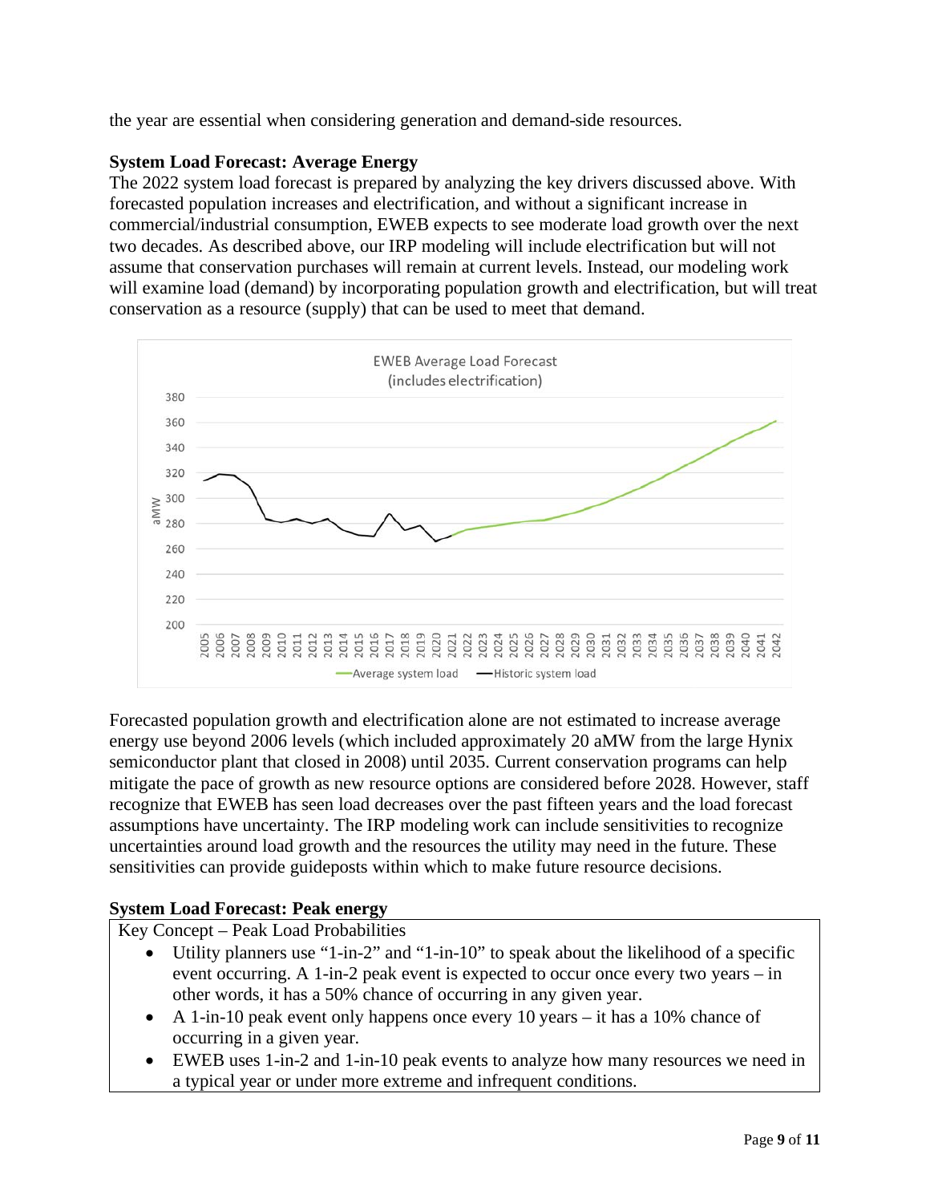the year are essential when considering generation and demand-side resources.

**System Load Forecast: Average Energy**

The 2022 system load forecast is prepared by analyzing the key drivers discussed above. With forecasted population increases and electrification, and without a significant increase in commercial/industrial consumption, EWEB expects to see moderate load growth over the next two decades. As described above, our IRP modeling will include electrification but will not assume that conservation purchases will remain at current levels. Instead, our modeling work will examine load (demand) by incorporating population growth and electrification, but will treat conservation as a resource (supply) that can be used to meet that demand.

Forecasted population growth and electrification alone are not estimated to increase average energy use beyond 2006 levels (which included approximately 20 aMW from the large Hynix semiconductor plant that closed in 2008) until 2035. Current conservation programs can help mitigate the pace of growth as new resource options are considered before 2028. However, staff recognize that EWEB has seen load decreases over the past fifteen years and the load forecast assumptions have uncertainty. The IRP modeling work can include sensitivities to recognize uncertainties around load growth and the resources the utility may need in the future. These sensitivities can provide guideposts within which to make future resource decisions.

**System Load Forecast: Peak energy**

Key Concept – Peak Load Probabilities

- Utility planners use "1-in-2" and "1-in-10" to speak about the likelihood of a specific event occurring. A 1-in-2 peak event is expected to occur once every two years – in other words, it has a 50% chance of occurring in any given year.
- A 1-in-10 peak event only happens once every 10 years – it has a 10% chance of occurring in a given year.
- EWEB uses 1-in-2 and 1-in-10 peak events to analyze how many resources we need in a typical year or under more extreme and infrequent conditions.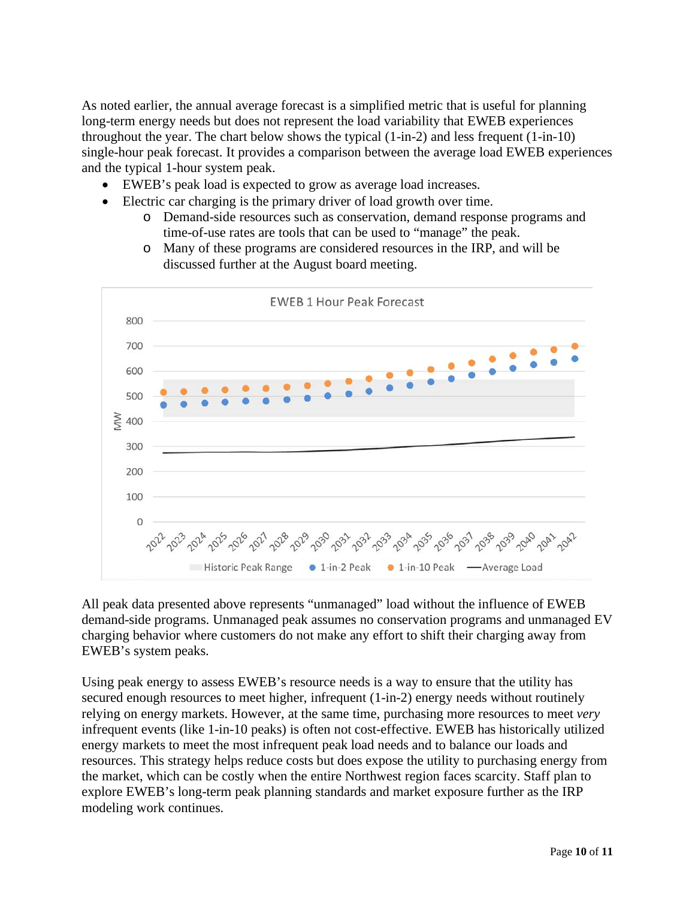As noted earlier, the annual average forecast is a simplified metric that is useful for planning long-term energy needs but does not represent the load variability that EWEB experiences throughout the year. The chart below shows the typical (1-in-2) and less frequent (1-in-10) single-hour peak forecast. It provides a comparison between the average load EWEB experiences and the typical 1-hour system peak.

- EWEB's peak load is expected to grow as average load increases.
- Electric car charging is the primary driver of load growth over time.
  - Demand-side resources such as conservation, demand response programs and time-of-use rates are tools that can be used to "manage" the peak.
  - Many of these programs are considered resources in the IRP, and will be discussed further at the August board meeting.

EWEB 1 Hour Peak Forecast

All peak data presented above represents "unmanaged" load without the influence of EWEB demand-side programs. Unmanaged peak assumes no conservation programs and unmanaged EV charging behavior where customers do not make any effort to shift their charging away from EWEB's system peaks.

Using peak energy to assess EWEB's resource needs is a way to ensure that the utility has secured enough resources to meet higher, infrequent (1-in-2) energy needs without routinely relying on energy markets. However, at the same time, purchasing more resources to meet *very* infrequent events (like 1-in-10 peaks) is often not cost-effective. EWEB has historically utilized energy markets to meet the most infrequent peak load needs and to balance our loads and resources. This strategy helps reduce costs but does expose the utility to purchasing energy from the market, which can be costly when the entire Northwest region faces scarcity. Staff plan to explore EWEB's long-term peak planning standards and market exposure further as the IRP modeling work continues.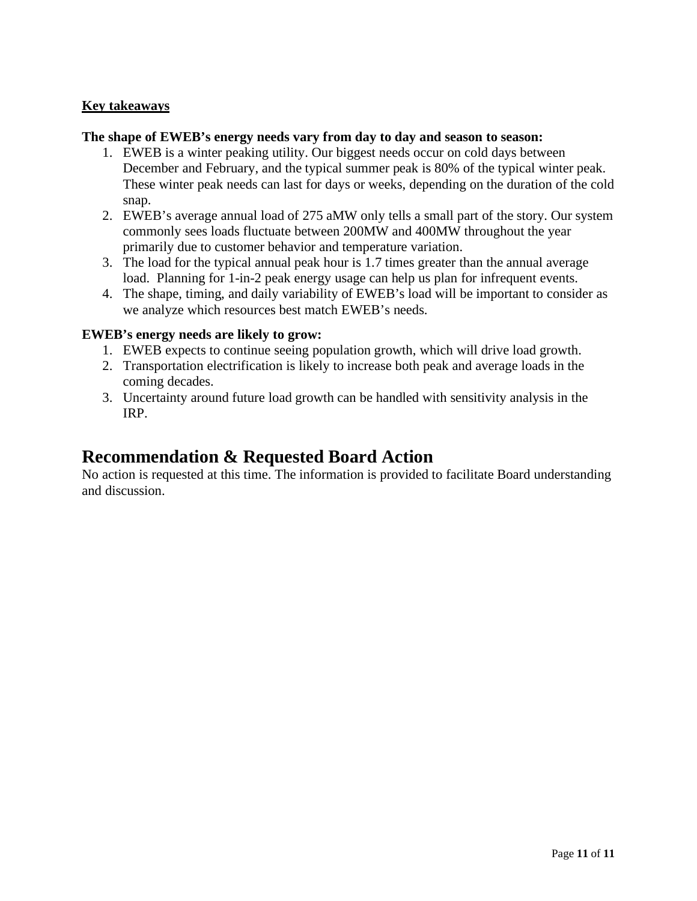**Key takeaways**

**The shape of EWEB's energy needs vary from day to day and season to season:**

1. EWEB is a winter peaking utility. Our biggest needs occur on cold days between December and February, and the typical summer peak is 80% of the typical winter peak. These winter peak needs can last for days or weeks, depending on the duration of the cold snap.
2. EWEB's average annual load of 275 aMW only tells a small part of the story. Our system commonly sees loads fluctuate between 200MW and 400MW throughout the year primarily due to customer behavior and temperature variation.
3. The load for the typical annual peak hour is 1.7 times greater than the annual average load. Planning for 1-in-2 peak energy usage can help us plan for infrequent events.
4. The shape, timing, and daily variability of EWEB's load will be important to consider as we analyze which resources best match EWEB's needs.

**EWEB's energy needs are likely to grow:**

1. EWEB expects to continue seeing population growth, which will drive load growth.
2. Transportation electrification is likely to increase both peak and average loads in the coming decades.
3. Uncertainty around future load growth can be handled with sensitivity analysis in the IRP.

# Recommendation & Requested Board Action

No action is requested at this time. The information is provided to facilitate Board understanding and discussion.